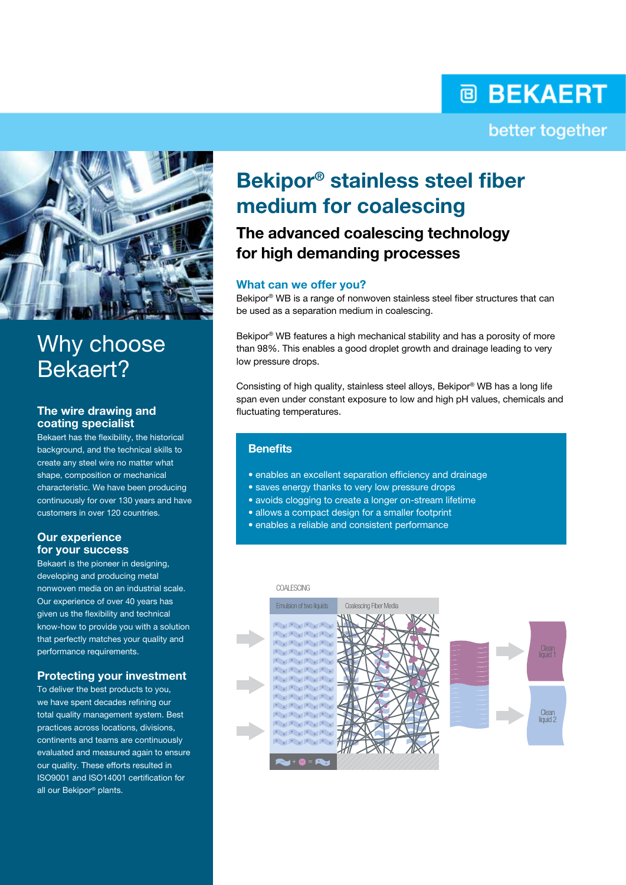BEKAERT

better together

# Bekipor® stainless steel fiber medium for coalescing

## The advanced coalescing technology for high demanding processes

### What can we offer you?

Bekipor® WB is a range of nonwoven stainless steel fiber structures that can be used as a separation medium in coalescing.

Bekipor® WB features a high mechanical stability and has a porosity of more than 98%. This enables a good droplet growth and drainage leading to very low pressure drops.

Consisting of high quality, stainless steel alloys, Bekipor® WB has a long life span even under constant exposure to low and high pH values, chemicals and fluctuating temperatures.

### Benefits

- enables an excellent separation efficiency and drainage
- saves energy thanks to very low pressure drops
- avoids clogging to create a longer on-stream lifetime
- allows a compact design for a smaller footprint
- enables a reliable and consistent performance

COALESCING

Emulsion of two liquids

Coalescing Fiber Media

Clean liquid 1

Clean liquid 2

## Why choose Bekaert?

### The wire drawing and coating specialist

Bekaert has the flexibility, the historical background, and the technical skills to create any steel wire no matter what shape, composition or mechanical characteristic. We have been producing continuously for over 130 years and have customers in over 120 countries.

### Our experience for your success

Bekaert is the pioneer in designing, developing and producing metal nonwoven media on an industrial scale. Our experience of over 40 years has given us the flexibility and technical know-how to provide you with a solution that perfectly matches your quality and performance requirements.

### Protecting your investment

To deliver the best products to you, we have spent decades refining our total quality management system. Best practices across locations, divisions, continents and teams are continuously evaluated and measured again to ensure our quality. These efforts resulted in ISO9001 and ISO14001 certification for all our Bekipor® plants.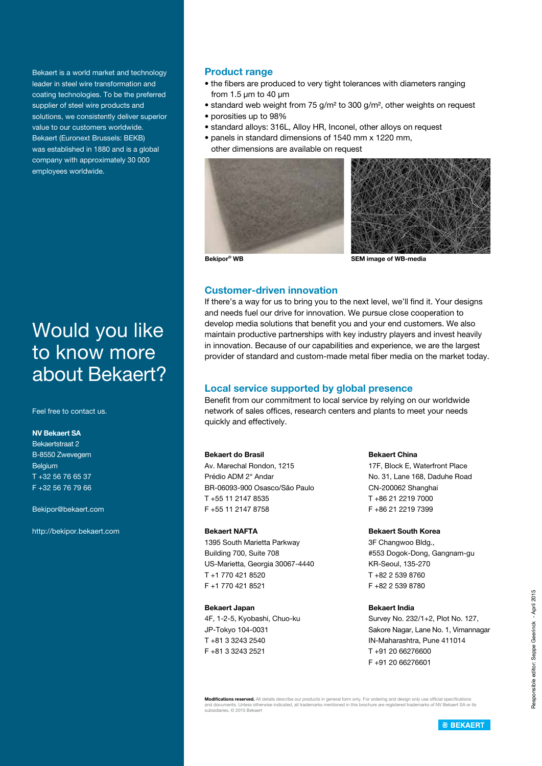Bekaert is a world market and technology leader in steel wire transformation and coating technologies. To be the preferred supplier of steel wire products and solutions, we consistently deliver superior value to our customers worldwide. Bekaert (Euronext Brussels: BEKB) was established in 1880 and is a global company with approximately 30 000 employees worldwide.

## Product range

- the fibers are produced to very tight tolerances with diameters ranging from 1.5 µm to 40 µm
- standard web weight from 75 g/m² to 300 g/m², other weights on request
- porosities up to 98%
- standard alloys: 316L, Alloy HR, Inconel, other alloys on request
- panels in standard dimensions of 1540 mm x 1220 mm, other dimensions are available on request

**Bekipor® WB**

**SEM image of WB-media**

## Customer-driven innovation

If there's a way for us to bring you to the next level, we'll find it. Your designs and needs fuel our drive for innovation. We pursue close cooperation to develop media solutions that benefit you and your end customers. We also maintain productive partnerships with key industry players and invest heavily in innovation. Because of our capabilities and experience, we are the largest provider of standard and custom-made metal fiber media on the market today.

## Local service supported by global presence

Benefit from our commitment to local service by relying on our worldwide network of sales offices, research centers and plants to meet your needs quickly and effectively.

# Would you like to know more about Bekaert?

Feel free to contact us.

**NV Bekaert SA**
Bekaertstraat 2
B-8550 Zwevegem
Belgium
T +32 56 76 65 37
F +32 56 76 79 66

Bekipor@bekaert.com

http://bekipor.bekaert.com

**Bekaert do Brasil**
Av. Marechal Rondon, 1215
Prédio ADM 2° Andar
BR-06093-900 Osasco/São Paulo
T +55 11 2147 8535
F +55 11 2147 8758

**Bekaert NAFTA**
1395 South Marietta Parkway
Building 700, Suite 708
US-Marietta, Georgia 30067-4440
T +1 770 421 8520
F +1 770 421 8521

**Bekaert Japan**
4F, 1-2-5, Kyobashi, Chuo-ku
JP-Tokyo 104-0031
T +81 3 3243 2540
F +81 3 3243 2521

**Bekaert China**
17F, Block E, Waterfront Place
No. 31, Lane 168, Daduhe Road
CN-200062 Shanghai
T +86 21 2219 7000
F +86 21 2219 7399

**Bekaert South Korea**
3F Changwoo Bldg.,
#553 Dogok-Dong, Gangnam-gu
KR-Seoul, 135-270
T +82 2 539 8760
F +82 2 539 8780

**Bekaert India**
Survey No. 232/1+2, Plot No. 127,
Sakore Nagar, Lane No. 1, Vimannagar
IN-Maharashtra, Pune 411014
T +91 20 66276600
F +91 20 66276601

**Modifications reserved.** All details describe our products in general form only. For ordering and design only use official specifications and documents. Unless otherwise indicated, all trademarks mentioned in this brochure are registered trademarks of NV Bekaert SA or its subsidiaries. © 2015 Bekaert

Responsible editor: Seppe Geerinck - April 2015

BEKAERT